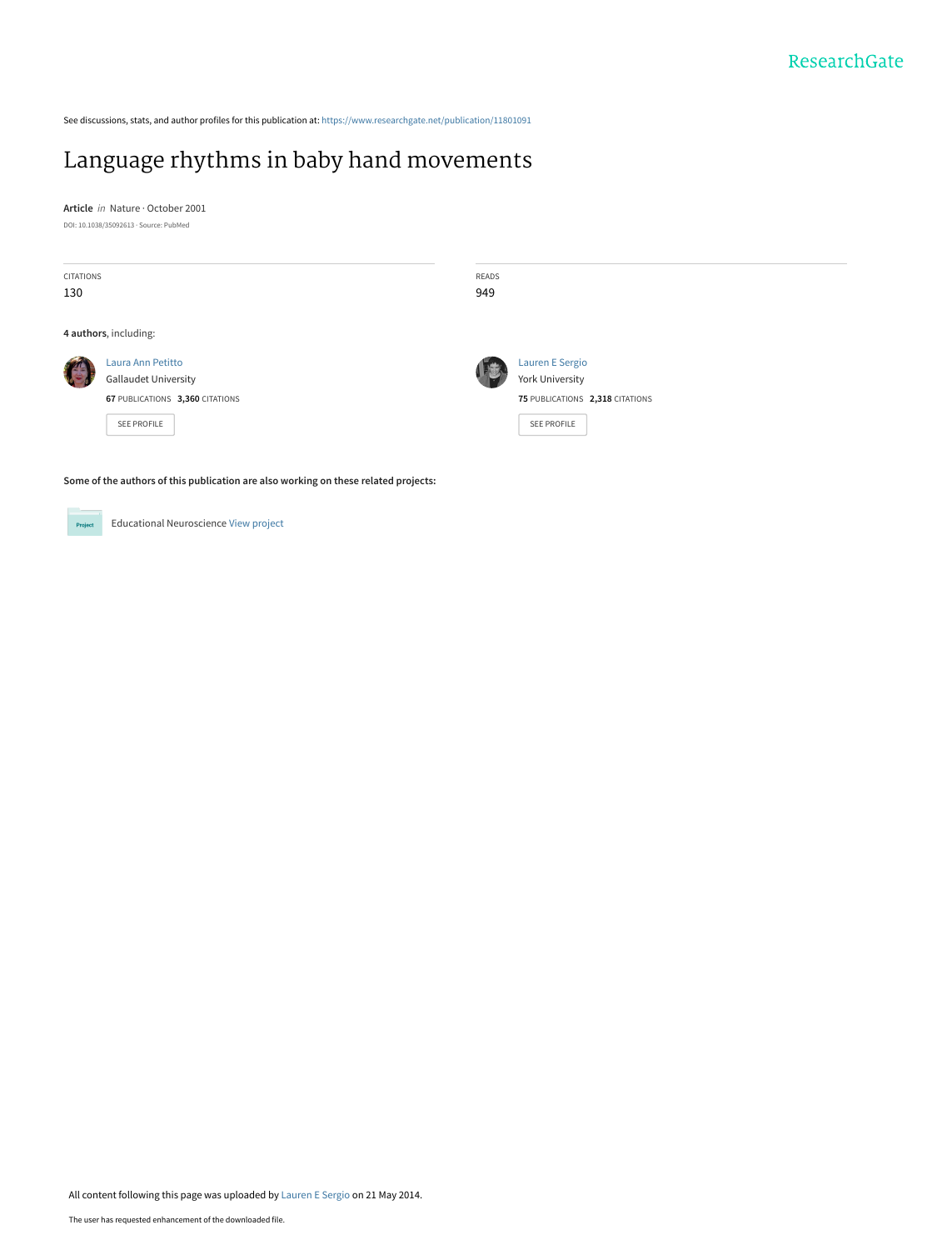ResearchGate

See discussions, stats, and author profiles for this publication at: https://www.researchgate.net/publication/11801091

# Language rhythms in baby hand movements

**Article** *in* Nature · October 2001

DOI: 10.1038/35092613 · Source: PubMed

| CITATIONS | READS |
| --- | --- |
| 130 | 949 |

**4 authors**, including:

Laura Ann Petitto
Gallaudet University
**67** PUBLICATIONS **3,360** CITATIONS
SEE PROFILE

Lauren E Sergio
York University
**75** PUBLICATIONS **2,318** CITATIONS
SEE PROFILE

**Some of the authors of this publication are also working on these related projects:**

Project: Educational Neuroscience View project

All content following this page was uploaded by Lauren E Sergio on 21 May 2014.

The user has requested enhancement of the downloaded file.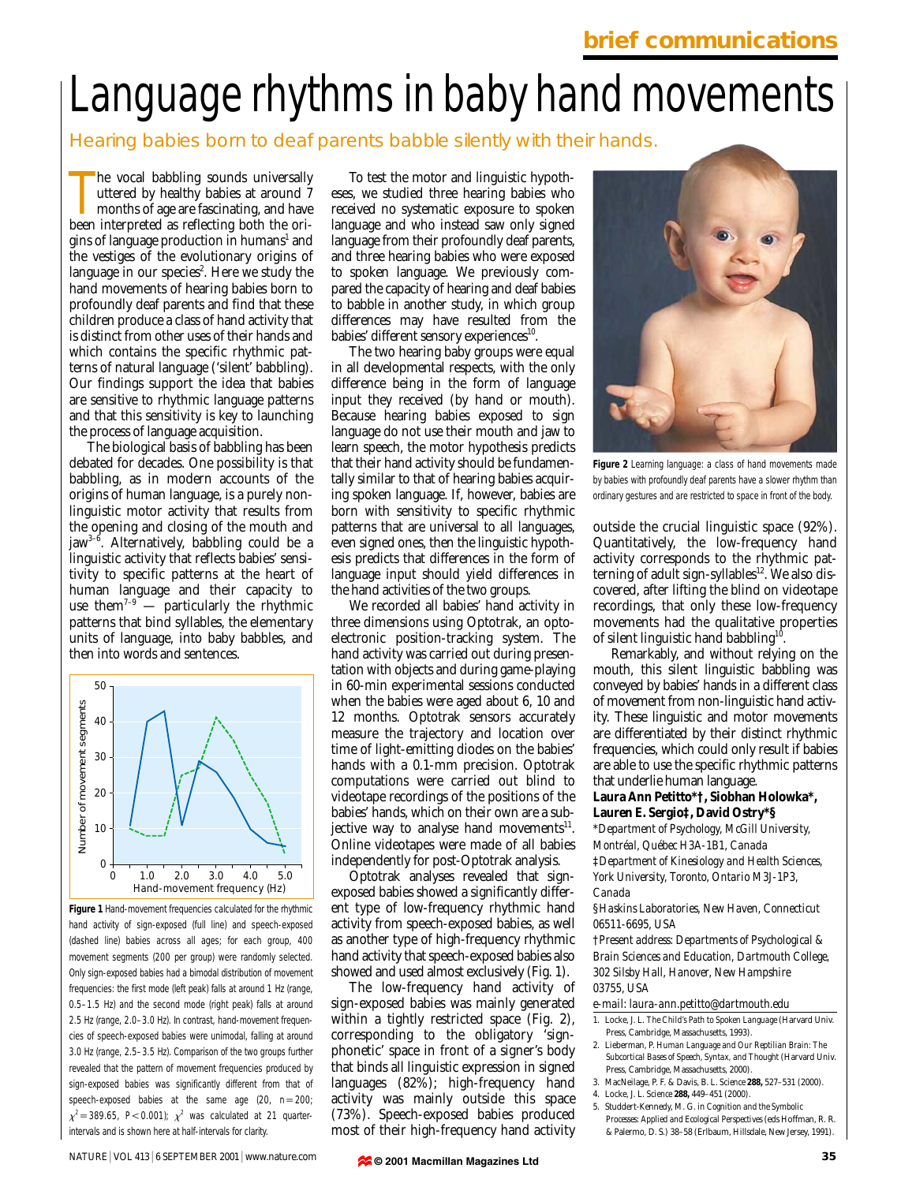# Language rhythms in baby hand movements

Hearing babies born to deaf parents babble silently with their hands.

The vocal babbling sounds universally uttered by healthy babies at around 7 months of age are fascinating, and have been interpreted as reflecting both the origins of language production in humans[1] and the vestiges of the evolutionary origins of language in our species[2]. Here we study the hand movements of hearing babies born to profoundly deaf parents and find that these children produce a class of hand activity that is distinct from other uses of their hands and which contains the specific rhythmic patterns of natural language ('silent' babbling). Our findings support the idea that babies are sensitive to rhythmic language patterns and that this sensitivity is key to launching the process of language acquisition.

The biological basis of babbling has been debated for decades. One possibility is that babbling, as in modern accounts of the origins of human language, is a purely non-linguistic motor activity that results from the opening and closing of the mouth and jaw[3–6]. Alternatively, babbling could be a linguistic activity that reflects babies' sensitivity to specific patterns at the heart of human language and their capacity to use them[7–9] — particularly the rhythmic patterns that bind syllables, the elementary units of language, into baby babbles, and then into words and sentences.

**Figure 1** Hand-movement frequencies calculated for the rhythmic hand activity of sign-exposed (full line) and speech-exposed (dashed line) babies across all ages; for each group, 400 movement segments (200 per group) were randomly selected. Only sign-exposed babies had a bimodal distribution of movement frequencies: the first mode (left peak) falls at around 1 Hz (range, 0.5–1.5 Hz) and the second mode (right peak) falls at around 2.5 Hz (range, 2.0–3.0 Hz). In contrast, hand-movement frequencies of speech-exposed babies were unimodal, falling at around 3.0 Hz (range, 2.5–3.5 Hz). Comparison of the two groups further revealed that the pattern of movement frequencies produced by sign-exposed babies was significantly different from that of speech-exposed babies at the same age (20, $n=200$; $\chi^2=389.65$, $P<0.001$); $\chi^2$ was calculated at 21 quarter-intervals and is shown here at half-intervals for clarity.

To test the motor and linguistic hypotheses, we studied three hearing babies who received no systematic exposure to spoken language and who instead saw only signed language from their profoundly deaf parents, and three hearing babies who were exposed to spoken language. We previously compared the capacity of hearing and deaf babies to babble in another study, in which group differences may have resulted from the babies' different sensory experiences[10].

The two hearing baby groups were equal in all developmental respects, with the only difference being in the form of language input they received (by hand or mouth). Because hearing babies exposed to sign language do not use their mouth and jaw to learn speech, the motor hypothesis predicts that their hand activity should be fundamentally similar to that of hearing babies acquiring spoken language. If, however, babies are born with sensitivity to specific rhythmic patterns that are universal to all languages, even signed ones, then the linguistic hypothesis predicts that differences in the form of language input should yield differences in the hand activities of the two groups.

We recorded all babies' hand activity in three dimensions using Optotrak, an optoelectronic position-tracking system. The hand activity was carried out during presentation with objects and during game-playing in 60-min experimental sessions conducted when the babies were aged about 6, 10 and 12 months. Optotrak sensors accurately measure the trajectory and location over time of light-emitting diodes on the babies' hands with a 0.1-mm precision. Optotrak computations were carried out blind to videotape recordings of the positions of the babies' hands, which on their own are a subjective way to analyse hand movements[11]. Online videotapes were made of all babies independently for post-Optotrak analysis.

Optotrak analyses revealed that sign-exposed babies showed a significantly different type of low-frequency rhythmic hand activity from speech-exposed babies, as well as another type of high-frequency rhythmic hand activity that speech-exposed babies also showed and used almost exclusively (Fig. 1).

The low-frequency hand activity of sign-exposed babies was mainly generated within a tightly restricted space (Fig. 2), corresponding to the obligatory 'sign-phonetic' space in front of a signer's body that binds all linguistic expression in signed languages (82%); high-frequency hand activity was mainly outside this space (73%). Speech-exposed babies produced most of their high-frequency hand activity outside the crucial linguistic space (92%). Quantitatively, the low-frequency hand activity corresponds to the rhythmic patterning of adult sign-syllables[12]. We also discovered, after lifting the blind on videotape recordings, that only these low-frequency movements had the qualitative properties of silent linguistic hand babbling[10].

**Figure 2** Learning language: a class of hand movements made by babies with profoundly deaf parents have a slower rhythm than ordinary gestures and are restricted to space in front of the body.

Remarkably, and without relying on the mouth, this silent linguistic babbling was conveyed by babies' hands in a different class of movement from non-linguistic hand activity. These linguistic and motor movements are differentiated by their distinct rhythmic frequencies, which could only result if babies are able to use the specific rhythmic patterns that underlie human language.

**Laura Ann Petitto\*†, Siobhan Holowka\*, Lauren E. Sergio‡, David Ostry\*§**

*\*Department of Psychology, McGill University, Montréal, Québec H3A-1B1, Canada*

*‡Department of Kinesiology and Health Sciences, York University, Toronto, Ontario M3J-1P3, Canada*

*§Haskins Laboratories, New Haven, Connecticut 06511-6695, USA*

*†Present address: Departments of Psychological & Brain Sciences and Education, Dartmouth College, 302 Silsby Hall, Hanover, New Hampshire 03755, USA*

*e-mail: laura-ann.petitto@dartmouth.edu*

1. Locke, J. L. *The Child's Path to Spoken Language* (Harvard Univ. Press, Cambridge, Massachusetts, 1993).
2. Lieberman, P. *Human Language and Our Reptilian Brain: The Subcortical Bases of Speech, Syntax, and Thought* (Harvard Univ. Press, Cambridge, Massachusetts, 2000).
3. MacNeilage, P. F. & Davis, B. L. *Science* **288,** 527–531 (2000).
4. Locke, J. L. *Science* **288,** 449–451 (2000).
5. Studdert-Kennedy, M. G. in *Cognition and the Symbolic Processes: Applied and Ecological Perspectives* (eds Hoffman, R. R. & Palermo, D. S.) 38–58 (Erlbaum, Hillsdale, New Jersey, 1991).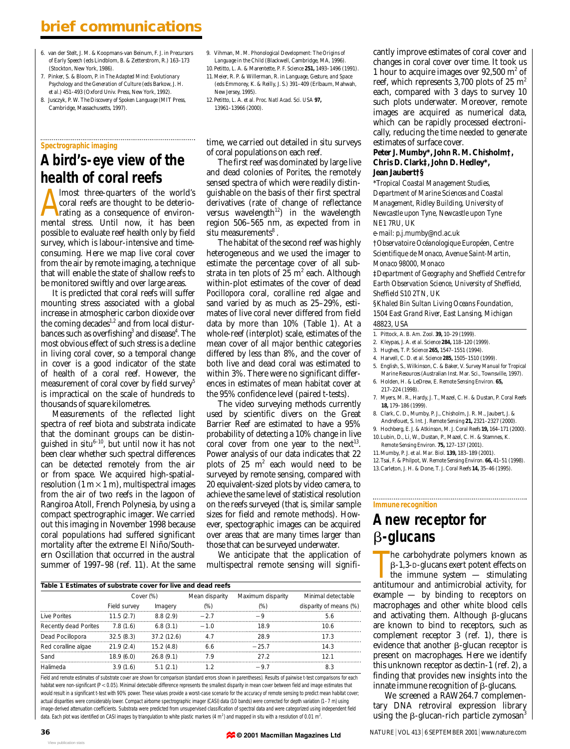6. van der Stelt, J. M. & Koopmans-van Beinum, F. J. in *Precursors of Early Speech* (eds Lindblom, B. & Zetterstrom, R.) 163–173 (Stockton, New York, 1986).
7. Pinker, S. & Bloom, P. in *The Adapted Mind: Evolutionary Psychology and the Generation of Culture* (eds Barkow, J. H. *et al.*) 451–493 (Oxford Univ. Press, New York, 1992).
8. Jusczyk, P. W. *The Discovery of Spoken Language* (MIT Press, Cambridge, Massachusetts, 1997).
9. Vihman, M. M. *Phonological Development: The Origins of Language in the Child* (Blackwell, Cambridge, MA, 1996).
10. Petitto, L. A. & Marentette, P. F. *Science* **251,** 1493–1496 (1991).
11. Meier, R. P. & Willerman, R. in *Language, Gesture, and Space* (eds Emmorey, K. & Reilly, J. S.) 391–409 (Erlbaum, Mahwah, New Jersey, 1995).
12. Petitto, L. A. *et al. Proc. Natl Acad. Sci. USA* **97,** 13961–13966 (2000).

**Spectrographic imaging**

# A bird's-eye view of the health of coral reefs

Almost three-quarters of the world's coral reefs are thought to be deteriorating as a consequence of environmental stress. Until now, it has been possible to evaluate reef health only by field survey, which is labour-intensive and time-consuming. Here we map live coral cover from the air by remote imaging, a technique that will enable the state of shallow reefs to be monitored swiftly and over large areas.

It is predicted that coral reefs will suffer mounting stress associated with a global increase in atmospheric carbon dioxide over the coming decades[1,2] and from local disturbances such as overfishing[3] and disease[4]. The most obvious effect of such stress is a decline in living coral cover, so a temporal change in cover is a good indicator of the state of health of a coral reef. However, the measurement of coral cover by field survey[5] is impractical on the scale of hundreds to thousands of square kilometres.

Measurements of the reflected light spectra of reef biota and substrata indicate that the dominant groups can be distinguished in situ[6–10], but until now it has not been clear whether such spectral differences can be detected remotely from the air or from space. We acquired high-spatial-resolution (1 m × 1 m), multispectral images from the air of two reefs in the lagoon of Rangiroa Atoll, French Polynesia, by using a compact spectrographic imager. We carried out this imaging in November 1998 because coral populations had suffered significant mortality after the extreme El Niño/Southern Oscillation that occurred in the austral summer of 1997–98 (ref. 11). At the same time, we carried out detailed in situ surveys of coral populations on each reef.

The first reef was dominated by large live and dead colonies of *Porites*, the remotely sensed spectra of which were readily distinguishable on the basis of their first spectral derivatives (rate of change of reflectance versus wavelength[12]) in the wavelength region 506–565 nm, as expected from in situ measurements[8].

The habitat of the second reef was highly heterogeneous and we used the imager to estimate the percentage cover of all substrata in ten plots of 25 $m^2$ each. Although within-plot estimates of the cover of dead *Pocillopora* coral, coralline red algae and sand varied by as much as 25–29%, estimates of live coral never differed from field data by more than 10% (Table 1). At a whole-reef (interplot) scale, estimates of the mean cover of all major benthic categories differed by less than 8%, and the cover of both live and dead coral was estimated to within 3%. There were no significant differences in estimates of mean habitat cover at the 95% confidence level (paired *t*-tests).

The video surveying methods currently used by scientific divers on the Great Barrier Reef are estimated to have a 95% probability of detecting a 10% change in live coral cover from one year to the next[13]. Power analysis of our data indicates that 22 plots of 25 $m^2$ each would need to be surveyed by remote sensing, compared with 20 equivalent-sized plots by video camera, to achieve the same level of statistical resolution on the reefs surveyed (that is, similar sample sizes for field and remote methods). However, spectographic images can be acquired over areas that are many times larger than those that can be surveyed underwater.

We anticipate that the application of multispectral remote sensing will significantly improve estimates of coral cover and changes in coral cover over time. It took us 1 hour to acquire images over 92,500 $m^2$ of reef, which represents 3,700 plots of 25 $m^2$ each, compared with 3 days to survey 10 such plots underwater. Moreover, remote images are acquired as numerical data, which can be rapidly processed electronically, reducing the time needed to generate estimates of surface cover.

**Table 1 Estimates of substrate cover for live and dead reefs**

| | Cover (%) | | Mean disparity | Maximum disparity | Minimal detectable |
|---|---|---|---|---|---|
| | Field survey | Imagery | (%) | (%) | disparity of means (%) |
| Live *Porites* | 11.5 (2.7) | 8.8 (2.9) | −2.7 | −9 | 5.6 |
| Recently dead *Porites* | 7.8 (1.6) | 6.8 (3.1) | −1.0 | 18.9 | 10.6 |
| Dead *Pocillopora* | 32.5 (8.3) | 37.2 (12.6) | 4.7 | 28.9 | 17.3 |
| Red coralline algae | 21.9 (2.4) | 15.2 (4.8) | 6.6 | −25.7 | 14.3 |
| Sand | 18.9 (6.0) | 26.8 (9.1) | 7.9 | 27.2 | 12.1 |
| *Halimeda* | 3.9 (1.6) | 5.1 (2.1) | 1.2 | −9.7 | 8.3 |

Field and remote estimates of substrate cover are shown for comparison (standard errors shown in parentheses). Results of pairwise *t*-test comparisons for each habitat were non-significant ($P < 0.05$). Minimal detectable difference represents the smallest disparity in mean cover between field and image estimates that would result in a significant *t*-test with 90% power. These values provide a worst-case scenario for the accuracy of remote sensing to predict mean habitat cover; actual disparities were considerably lower. Compact airborne spectrographic imager (CASI) data (10 bands) were corrected for depth variation (1–7 m) using image-derived attenuation coefficients. Substrata were predicted from unsupervised classification of spectral data and were categorized using independent field data. Each plot was identified on CASI images by triangulation to white plastic markers (4 $m^2$) and mapped in situ with a resolution of 0.01 $m^2$.

**Peter J. Mumby\*, John R. M. Chisholm†, Chris D. Clark‡, John D. Hedley\*, Jean Jaubert†§**

*\*Tropical Coastal Management Studies, Department of Marine Sciences and Coastal Management, Ridley Building, University of Newcastle upon Tyne, Newcastle upon Tyne NE1 7RU, UK*

*e-mail: p.j.mumby@ncl.ac.uk*

*†Observatoire Océanologique Européen, Centre Scientifique de Monaco, Avenue Saint-Martin, Monaco 98000, Monaco*

*‡Department of Geography and Sheffield Centre for Earth Observation Science, University of Sheffield, Sheffield S10 2TN, UK*

*§Khaled Bin Sultan Living Oceans Foundation, 1504 East Grand River, East Lansing, Michigan 48823, USA*

1. Pittock, A. B. *Am. Zool.* **39,** 10–29 (1999).
2. Kleypas, J. A. *et al. Science* **284,** 118–120 (1999).
3. Hughes, T. P. *Science* **265,** 1547–1551 (1994).
4. Harvell, C. D. *et al. Science* **285,** 1505–1510 (1999).
5. English, S., Wilkinson, C. & Baker, V. *Survey Manual for Tropical Marine Resources* (Australian Inst. Mar. Sci., Townsville, 1997).
6. Holden, H. & LeDrew, E. *Remote Sensing Environ.* **65,** 217–224 (1998).
7. Myers, M. R., Hardy, J. T., Mazel, C. H. & Dustan, P. *Coral Reefs* **18,** 179–186 (1999).
8. Clark, C. D., Mumby, P. J., Chisholm, J. R. M., Jaubert, J. & Andrefouet, S. *Int. J. Remote Sensing* **21,** 2321–2327 (2000).
9. Hochberg, E. J. & Atkinson, M. J. *Coral Reefs* **19,** 164–171 (2000).
10. Lubin, D., Li, W., Dustan, P., Mazel, C. H. & Stamnes, K. *Remote Sensing Environ.* **75,** 127–137 (2001).
11. Mumby, P. J. *et al. Mar. Biol.* **139,** 183–189 (2001).
12. Tsai, F. & Philpot, W. *Remote Sensing Environ.* **66,** 41–51 (1998).
13. Carleton, J. H. & Done, T. J. *Coral Reefs* **14,** 35–46 (1995).

**Immune recognition**

# A new receptor for β-glucans

The carbohydrate polymers known as β-1,3-D-glucans exert potent effects on the immune system — stimulating antitumour and antimicrobial activity, for example — by binding to receptors on macrophages and other white blood cells and activating them. Although β-glucans are known to bind to receptors, such as complement receptor 3 (ref. 1), there is evidence that another β-glucan receptor is present on macrophages. Here we identify this unknown receptor as dectin-1 (ref. 2), a finding that provides new insights into the innate immune recognition of β-glucans.

We screened a RAW264.7 complementary DNA retroviral expression library using the β-glucan-rich particle zymosan[3]